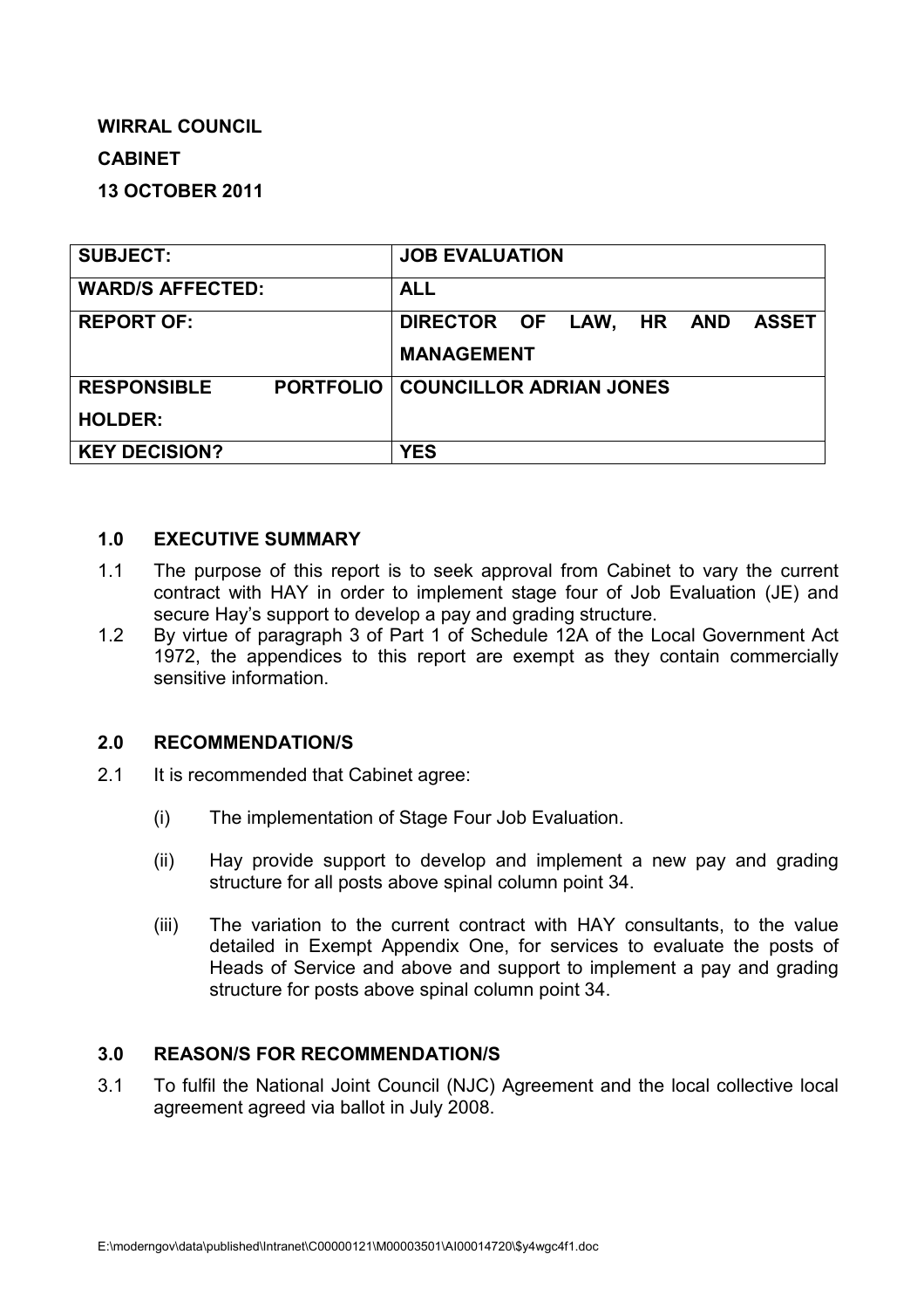**WIRRAL COUNCIL**

**CABINET**

**13 OCTOBER 2011**

| **SUBJECT:** | **JOB EVALUATION** |
|---|---|
| **WARD/S AFFECTED:** | **ALL** |
| **REPORT OF:** | **DIRECTOR OF LAW, HR AND ASSET MANAGEMENT** |
| **RESPONSIBLE PORTFOLIO HOLDER:** | **COUNCILLOR ADRIAN JONES** |
| **KEY DECISION?** | **YES** |

## 1.0 EXECUTIVE SUMMARY

1.1 The purpose of this report is to seek approval from Cabinet to vary the current contract with HAY in order to implement stage four of Job Evaluation (JE) and secure Hay's support to develop a pay and grading structure.

1.2 By virtue of paragraph 3 of Part 1 of Schedule 12A of the Local Government Act 1972, the appendices to this report are exempt as they contain commercially sensitive information.

## 2.0 RECOMMENDATION/S

2.1 It is recommended that Cabinet agree:

(i) The implementation of Stage Four Job Evaluation.

(ii) Hay provide support to develop and implement a new pay and grading structure for all posts above spinal column point 34.

(iii) The variation to the current contract with HAY consultants, to the value detailed in Exempt Appendix One, for services to evaluate the posts of Heads of Service and above and support to implement a pay and grading structure for posts above spinal column point 34.

## 3.0 REASON/S FOR RECOMMENDATION/S

3.1 To fulfil the National Joint Council (NJC) Agreement and the local collective local agreement agreed via ballot in July 2008.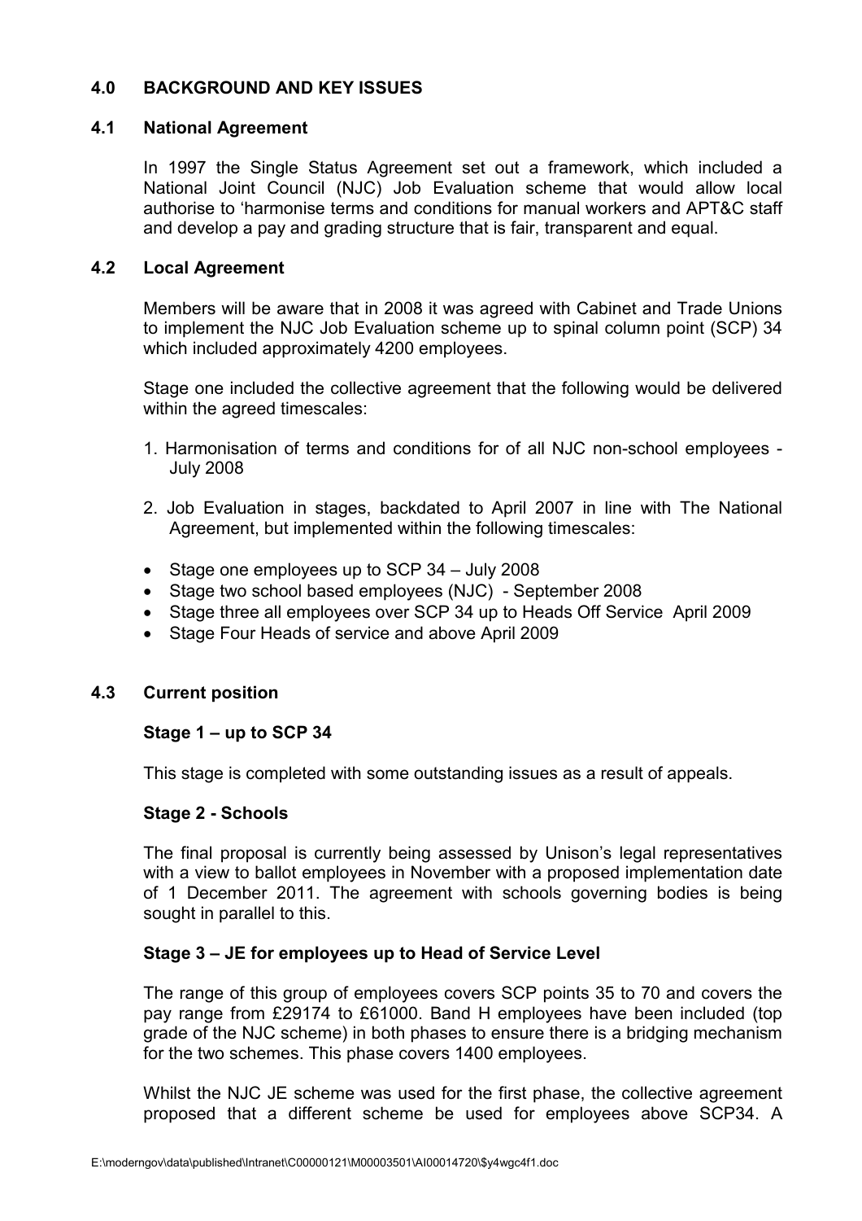## 4.0 BACKGROUND AND KEY ISSUES

### 4.1 National Agreement

In 1997 the Single Status Agreement set out a framework, which included a National Joint Council (NJC) Job Evaluation scheme that would allow local authorise to 'harmonise terms and conditions for manual workers and APT&C staff and develop a pay and grading structure that is fair, transparent and equal.

### 4.2 Local Agreement

Members will be aware that in 2008 it was agreed with Cabinet and Trade Unions to implement the NJC Job Evaluation scheme up to spinal column point (SCP) 34 which included approximately 4200 employees.

Stage one included the collective agreement that the following would be delivered within the agreed timescales:

1. Harmonisation of terms and conditions for of all NJC non-school employees - July 2008

2. Job Evaluation in stages, backdated to April 2007 in line with The National Agreement, but implemented within the following timescales:

- Stage one employees up to SCP 34 – July 2008
- Stage two school based employees (NJC) - September 2008
- Stage three all employees over SCP 34 up to Heads Off Service April 2009
- Stage Four Heads of service and above April 2009

### 4.3 Current position

**Stage 1 – up to SCP 34**

This stage is completed with some outstanding issues as a result of appeals.

**Stage 2 - Schools**

The final proposal is currently being assessed by Unison's legal representatives with a view to ballot employees in November with a proposed implementation date of 1 December 2011. The agreement with schools governing bodies is being sought in parallel to this.

**Stage 3 – JE for employees up to Head of Service Level**

The range of this group of employees covers SCP points 35 to 70 and covers the pay range from £29174 to £61000. Band H employees have been included (top grade of the NJC scheme) in both phases to ensure there is a bridging mechanism for the two schemes. This phase covers 1400 employees.

Whilst the NJC JE scheme was used for the first phase, the collective agreement proposed that a different scheme be used for employees above SCP34. A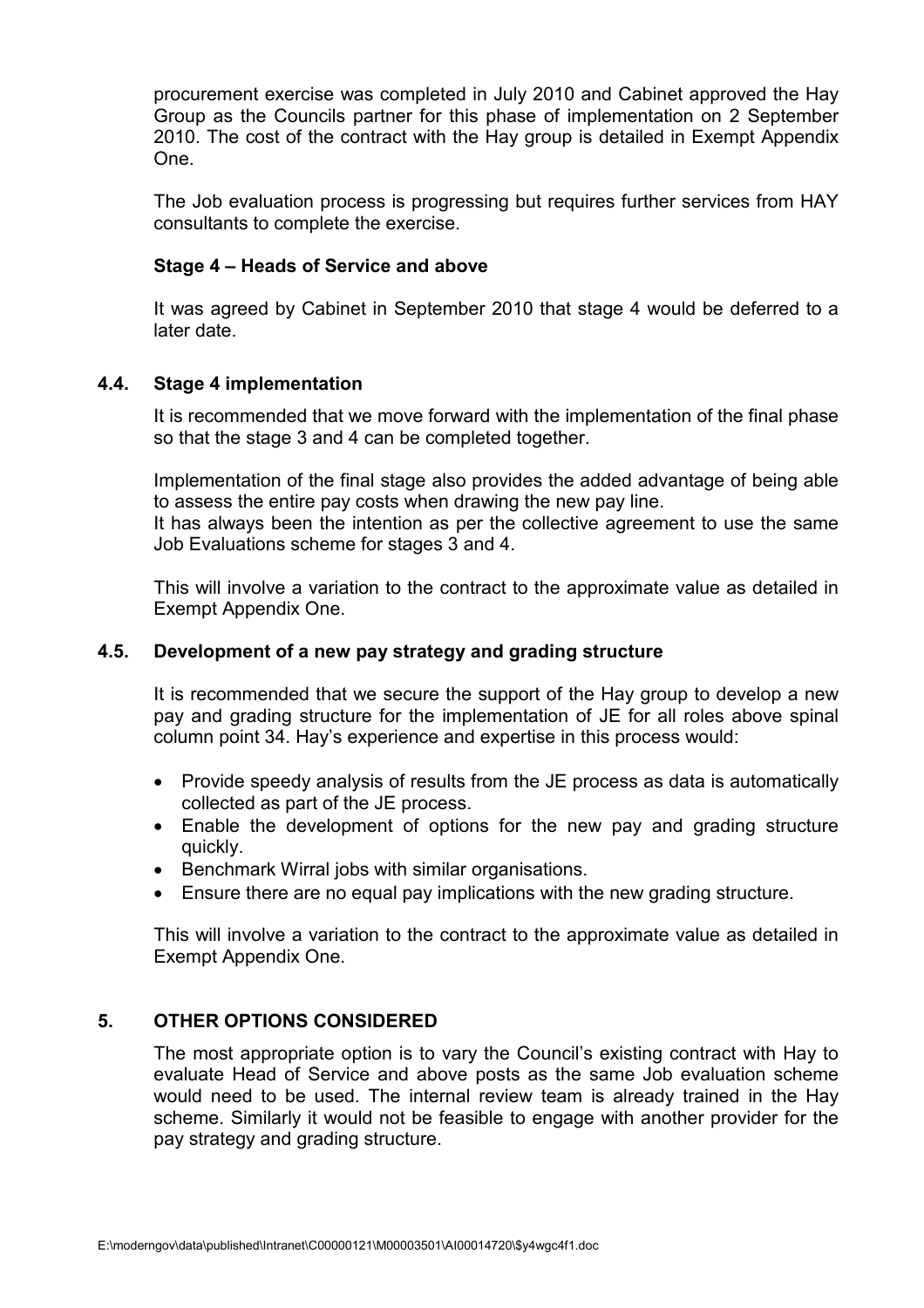procurement exercise was completed in July 2010 and Cabinet approved the Hay Group as the Councils partner for this phase of implementation on 2 September 2010. The cost of the contract with the Hay group is detailed in Exempt Appendix One.

The Job evaluation process is progressing but requires further services from HAY consultants to complete the exercise.

**Stage 4 – Heads of Service and above**

It was agreed by Cabinet in September 2010 that stage 4 would be deferred to a later date.

## 4.4. Stage 4 implementation

It is recommended that we move forward with the implementation of the final phase so that the stage 3 and 4 can be completed together.

Implementation of the final stage also provides the added advantage of being able to assess the entire pay costs when drawing the new pay line.
It has always been the intention as per the collective agreement to use the same Job Evaluations scheme for stages 3 and 4.

This will involve a variation to the contract to the approximate value as detailed in Exempt Appendix One.

## 4.5. Development of a new pay strategy and grading structure

It is recommended that we secure the support of the Hay group to develop a new pay and grading structure for the implementation of JE for all roles above spinal column point 34. Hay's experience and expertise in this process would:

- Provide speedy analysis of results from the JE process as data is automatically collected as part of the JE process.
- Enable the development of options for the new pay and grading structure quickly.
- Benchmark Wirral jobs with similar organisations.
- Ensure there are no equal pay implications with the new grading structure.

This will involve a variation to the contract to the approximate value as detailed in Exempt Appendix One.

# 5. OTHER OPTIONS CONSIDERED

The most appropriate option is to vary the Council's existing contract with Hay to evaluate Head of Service and above posts as the same Job evaluation scheme would need to be used. The internal review team is already trained in the Hay scheme. Similarly it would not be feasible to engage with another provider for the pay strategy and grading structure.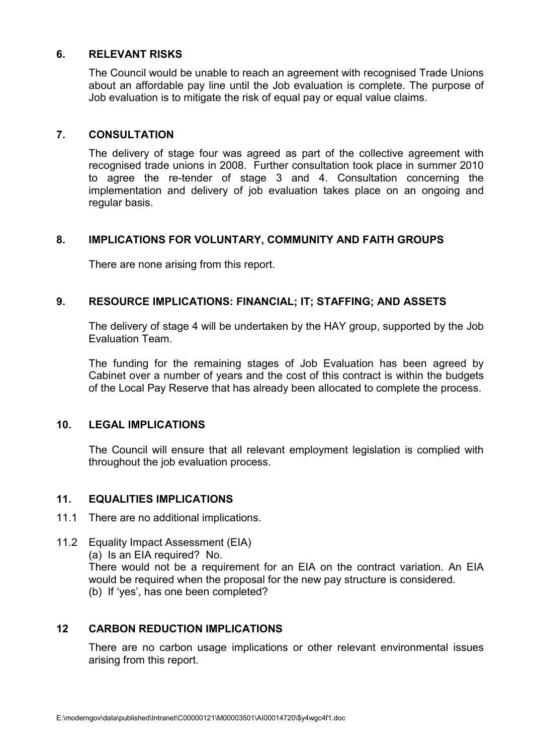## 6. RELEVANT RISKS

The Council would be unable to reach an agreement with recognised Trade Unions about an affordable pay line until the Job evaluation is complete. The purpose of Job evaluation is to mitigate the risk of equal pay or equal value claims.

## 7. CONSULTATION

The delivery of stage four was agreed as part of the collective agreement with recognised trade unions in 2008. Further consultation took place in summer 2010 to agree the re-tender of stage 3 and 4. Consultation concerning the implementation and delivery of job evaluation takes place on an ongoing and regular basis.

## 8. IMPLICATIONS FOR VOLUNTARY, COMMUNITY AND FAITH GROUPS

There are none arising from this report.

## 9. RESOURCE IMPLICATIONS: FINANCIAL; IT; STAFFING; AND ASSETS

The delivery of stage 4 will be undertaken by the HAY group, supported by the Job Evaluation Team.

The funding for the remaining stages of Job Evaluation has been agreed by Cabinet over a number of years and the cost of this contract is within the budgets of the Local Pay Reserve that has already been allocated to complete the process.

## 10. LEGAL IMPLICATIONS

The Council will ensure that all relevant employment legislation is complied with throughout the job evaluation process.

## 11. EQUALITIES IMPLICATIONS

11.1 There are no additional implications.

11.2 Equality Impact Assessment (EIA)

(a) Is an EIA required? No.

There would not be a requirement for an EIA on the contract variation. An EIA would be required when the proposal for the new pay structure is considered.

(b) If 'yes', has one been completed?

## 12 CARBON REDUCTION IMPLICATIONS

There are no carbon usage implications or other relevant environmental issues arising from this report.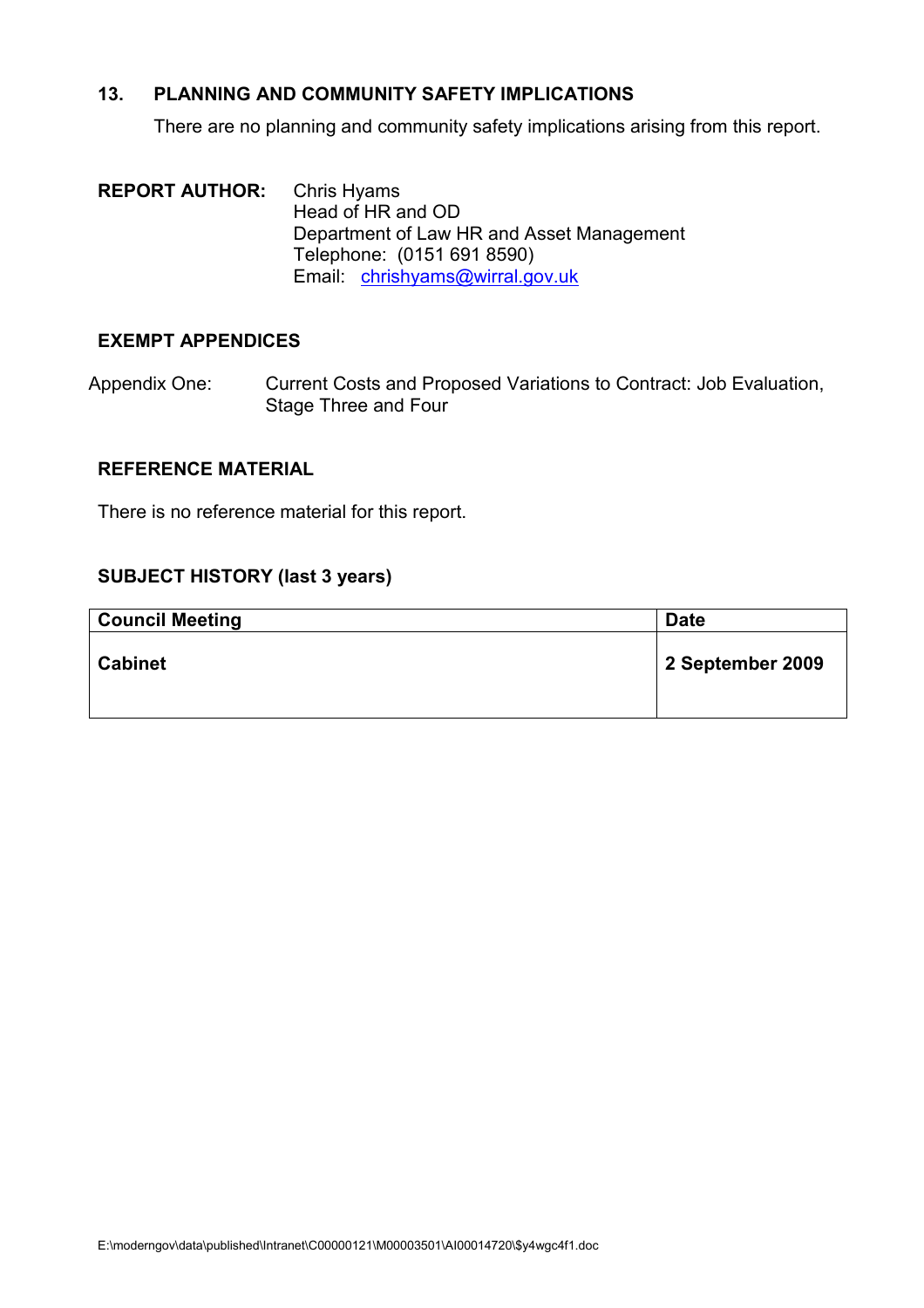## 13. PLANNING AND COMMUNITY SAFETY IMPLICATIONS

There are no planning and community safety implications arising from this report.

**REPORT AUTHOR:** Chris Hyams
Head of HR and OD
Department of Law HR and Asset Management
Telephone: (0151 691 8590)
Email: chrishyams@wirral.gov.uk

## EXEMPT APPENDICES

Appendix One: Current Costs and Proposed Variations to Contract: Job Evaluation, Stage Three and Four

## REFERENCE MATERIAL

There is no reference material for this report.

## SUBJECT HISTORY (last 3 years)

| **Council Meeting** | **Date** |
|---|---|
| **Cabinet** | **2 September 2009** |

E:\moderngov\data\published\Intranet\C00000121\M00003501\AI00014720\$y4wgc4f1.doc